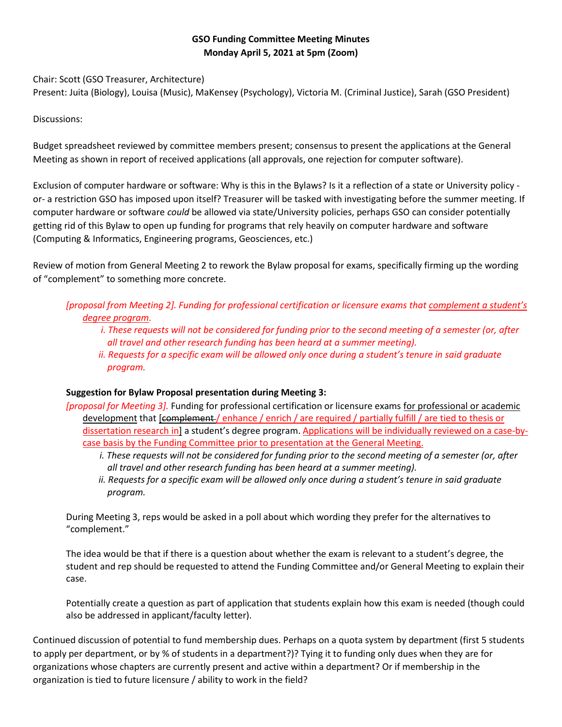**GSO Funding Committee Meeting Minutes**
**Monday April 5, 2021 at 5pm (Zoom)**

Chair: Scott (GSO Treasurer, Architecture)
Present: Juita (Biology), Louisa (Music), MaKensey (Psychology), Victoria M. (Criminal Justice), Sarah (GSO President)

Discussions:

Budget spreadsheet reviewed by committee members present; consensus to present the applications at the General Meeting as shown in report of received applications (all approvals, one rejection for computer software).

Exclusion of computer hardware or software: Why is this in the Bylaws? Is it a reflection of a state or University policy - or- a restriction GSO has imposed upon itself? Treasurer will be tasked with investigating before the summer meeting. If computer hardware or software *could* be allowed via state/University policies, perhaps GSO can consider potentially getting rid of this Bylaw to open up funding for programs that rely heavily on computer hardware and software (Computing & Informatics, Engineering programs, Geosciences, etc.)

Review of motion from General Meeting 2 to rework the Bylaw proposal for exams, specifically firming up the wording of "complement" to something more concrete.

> *[proposal from Meeting 2]. Funding for professional certification or licensure exams that <u>complement a student's degree program</u>.*
> 
> *i. These requests will not be considered for funding prior to the second meeting of a semester (or, after all travel and other research funding has been heard at a summer meeting).*
> 
> *ii. Requests for a specific exam will be allowed only once during a student's tenure in said graduate program.*

**Suggestion for Bylaw Proposal presentation during Meeting 3:**

*[proposal for Meeting 3].* Funding for professional certification or licensure exams <u>for professional or academic development</u> that <u>[~~complement~~ / enhance / enrich / are required / partially fulfill / are tied to thesis or dissertation research in]</u> a student's degree program. <u>Applications will be individually reviewed on a case-by-case basis by the Funding Committee prior to presentation at the General Meeting.</u>

> *i. These requests will not be considered for funding prior to the second meeting of a semester (or, after all travel and other research funding has been heard at a summer meeting).*
> 
> *ii. Requests for a specific exam will be allowed only once during a student's tenure in said graduate program.*

During Meeting 3, reps would be asked in a poll about which wording they prefer for the alternatives to "complement."

The idea would be that if there is a question about whether the exam is relevant to a student's degree, the student and rep should be requested to attend the Funding Committee and/or General Meeting to explain their case.

Potentially create a question as part of application that students explain how this exam is needed (though could also be addressed in applicant/faculty letter).

Continued discussion of potential to fund membership dues. Perhaps on a quota system by department (first 5 students to apply per department, or by % of students in a department?)? Tying it to funding only dues when they are for organizations whose chapters are currently present and active within a department? Or if membership in the organization is tied to future licensure / ability to work in the field?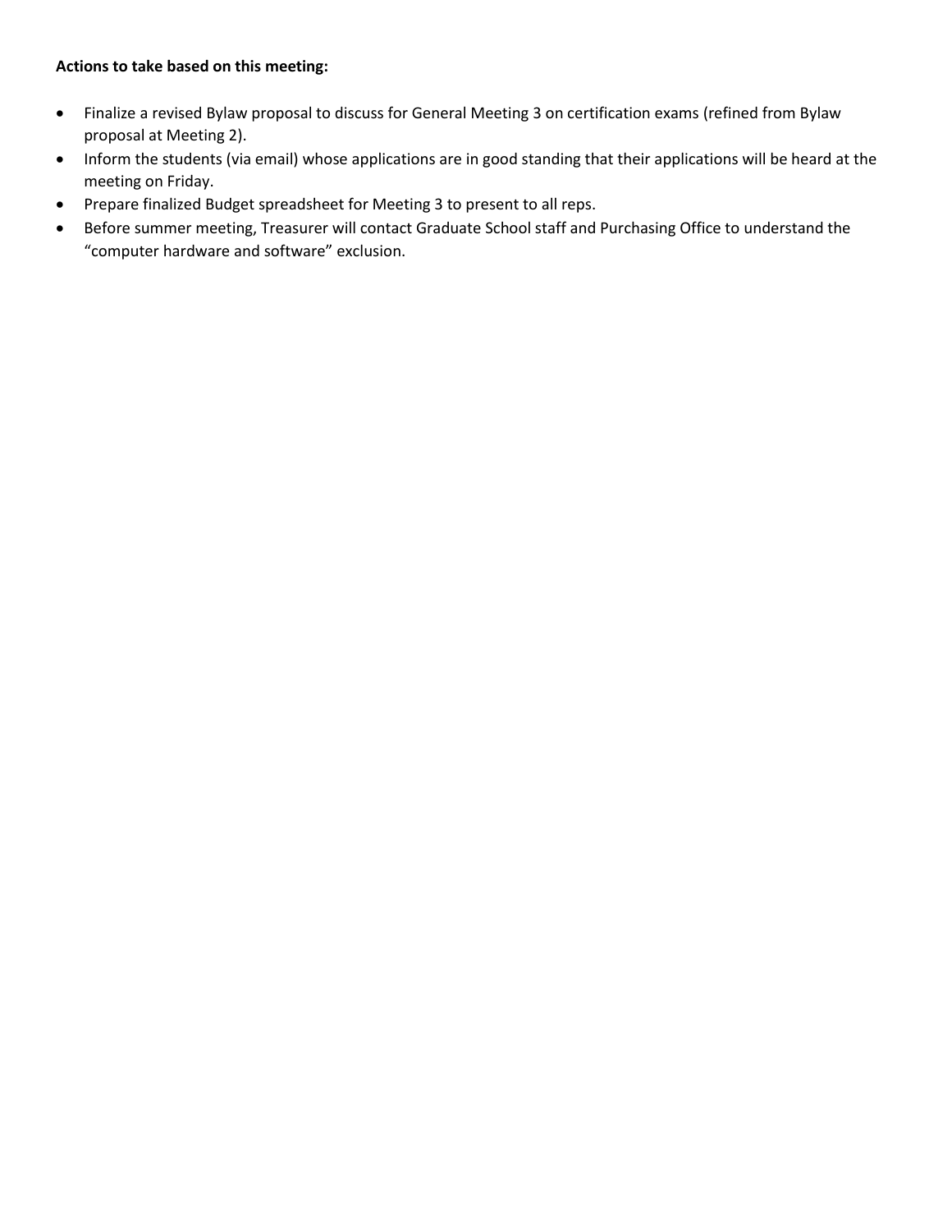**Actions to take based on this meeting:**

- Finalize a revised Bylaw proposal to discuss for General Meeting 3 on certification exams (refined from Bylaw proposal at Meeting 2).
- Inform the students (via email) whose applications are in good standing that their applications will be heard at the meeting on Friday.
- Prepare finalized Budget spreadsheet for Meeting 3 to present to all reps.
- Before summer meeting, Treasurer will contact Graduate School staff and Purchasing Office to understand the "computer hardware and software" exclusion.